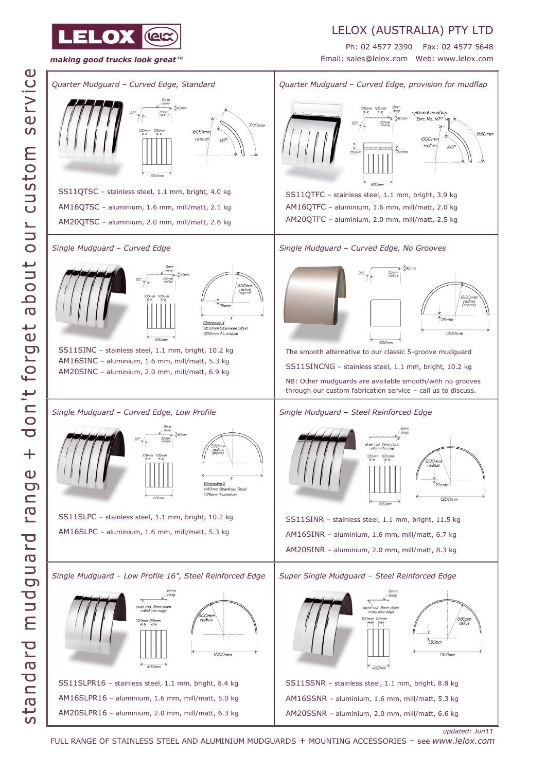# LELOX

*making good trucks look great™*

## LELOX (AUSTRALIA) PTY LTD

Ph: 02 4577 2390  Fax: 02 4577 5648

Email: sales@lelox.com  Web: www.lelox.com

standard mudguard range + don't forget about our custom service

### *Quarter Mudguard – Curved Edge, Standard*

6mm deep
40mm
22°
35mm radius
105mm 105mm
600mm radius
67°
700mm
630mm

SS11QTSC – stainless steel, 1.1 mm, bright, 4.0 kg

AM16QTSC – aluminium, 1.6 mm, mill/matt, 2.1 kg

AM20QTSC – aluminium, 2.0 mm, mill/matt, 2.6 kg

### *Quarter Mudguard – Curved Edge, provision for mudflap*

105mm 105mm
6mm deep
40mm
22°
35mm radius
optional mudflap Part No. MF1
680mm
600mm radius
65°
150mm
30mm
630mm

SS11QTFC – stainless steel, 1.1 mm, bright, 3.9 kg

AM16QTFC – aluminium, 1.6 mm, mill/matt, 2.0 kg

AM20QTFC – aluminium, 2.0 mm, mill/matt, 2.5 kg

### *Single Mudguard – Curved Edge*

6mm deep
40mm
22°
35mm radius
105mm 105mm
600mm radius (approx)
25mm
X
Dimension X
1200mm Stainless Steel
1230mm Aluminium
630mm

SS11SINC – stainless steel, 1.1 mm, bright, 10.2 kg

AM16SINC – aluminium, 1.6 mm, mill/matt, 5.3 kg

AM20SINC – aluminium, 2.0 mm, mill/matt, 6.9 kg

### *Single Mudguard – Curved Edge, No Grooves*

22°
35mm radius
40mm
600mm radius (approx)
25mm
1200mm
630mm

The smooth alternative to our classic 5-groove mudguard

SS11SINCNG – stainless steel, 1.1 mm, bright, 10.2 kg

NB: Other mudguards are available smooth/with no grooves through our custom fabrication service – call us to discuss.

### *Single Mudguard – Curved Edge, Low Profile*

6mm deep
40mm
22°
35mm radius
105mm 105mm
570mm radius (approx)
X
Dimension X
1140mm Stainless Steel
1175mm Aluminium
630mm

SS11SLPC – stainless steel, 1.1 mm, bright, 10.2 kg

AM16SLPC – aluminium, 1.6 mm, mill/matt, 5.3 kg

### *Single Mudguard – Steel Reinforced Edge*

6mm deep
steel rod 8mm diam rolled into edge
105mm 105mm
600mm radius
25mm
1200mm
630mm

SS11SINR – stainless steel, 1.1 mm, bright, 11.5 kg

AM16SINR – aluminium, 1.6 mm, mill/matt, 6.7 kg

AM20SINR – aluminium, 2.0 mm, mill/matt, 8.3 kg

### *Single Mudguard – Low Profile 16", Steel Reinforced Edge*

6mm deep
steel rod 8mm diam rolled into edge
100mm 96mm
500mm radius
1000mm
490mm

SS11SLPR16 – stainless steel, 1.1 mm, bright, 8.4 kg

AM16SLPR16 – aluminium, 1.6 mm, mill/matt, 5.0 kg

AM20SLPR16 – aluminium, 2.0 mm, mill/matt, 6.3 kg

### *Super Single Mudguard – Steel Reinforced Edge*

6mm deep
steel rod 8mm diam rolled into edge
120mm 115mm
660mm radius
130mm
1300mm
460mm

SS11SSNR – stainless steel, 1.1 mm, bright, 8.8 kg

AM16SSNR – aluminium, 1.6 mm, mill/matt, 5.3 kg

AM20SSNR – aluminium, 2.0 mm, mill/matt, 6.6 kg

*updated: Jun11*

FULL RANGE OF STAINLESS STEEL AND ALUMINIUM MUDGUARDS + MOUNTING ACCESSORIES – see *www.lelox.com*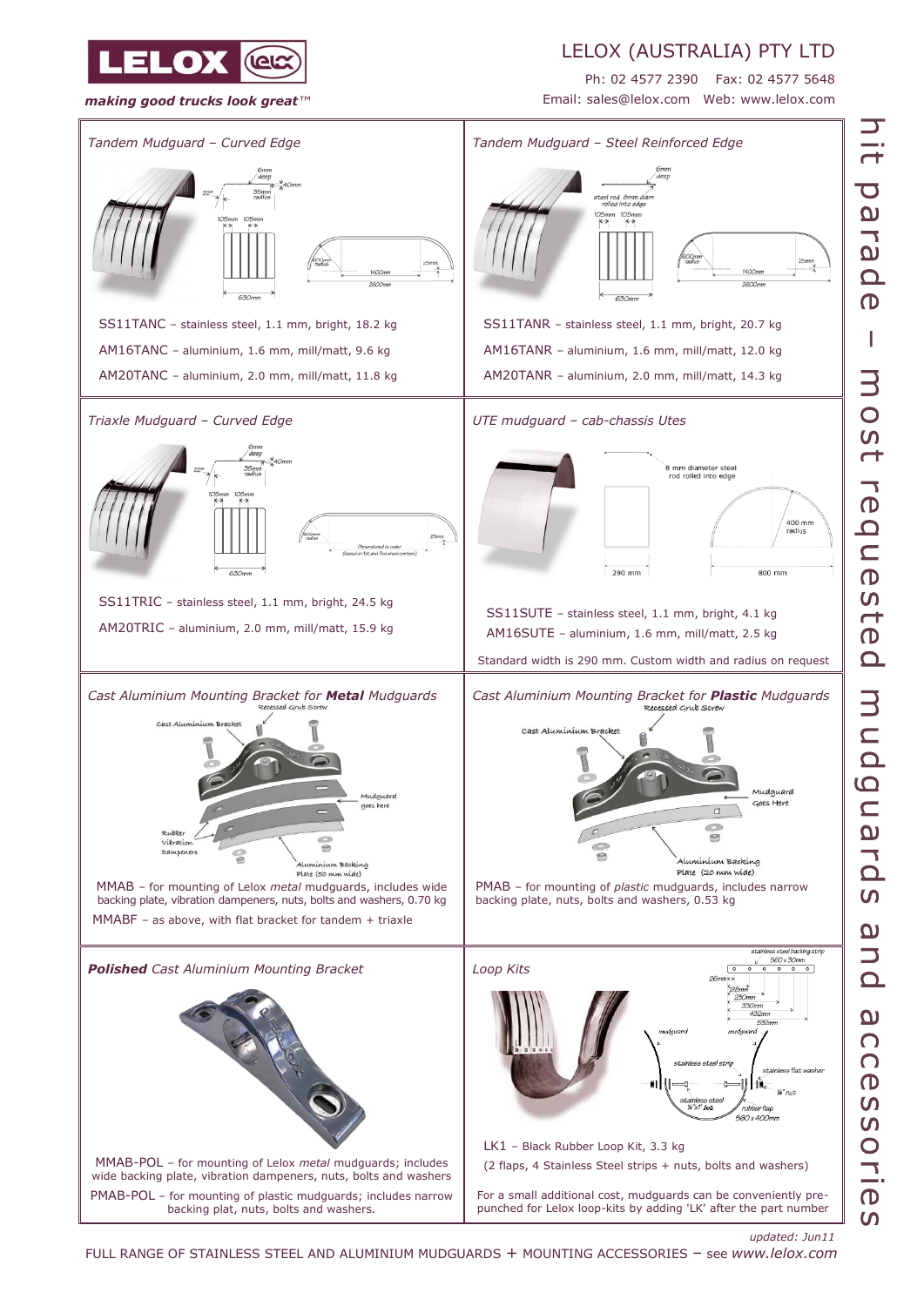# LELOX

*making good trucks look great™*

## LELOX (AUSTRALIA) PTY LTD

Ph: 02 4577 2390 Fax: 02 4577 5648

Email: sales@lelox.com Web: www.lelox.com

hit parade – most requested mudguards and accessories

### *Tandem Mudguard – Curved Edge*

6mm deep
40mm
22°
35mm radius
105mm 105mm
630mm
600mm radius
1400mm
2600mm
25mm

SS11TANC – stainless steel, 1.1 mm, bright, 18.2 kg

AM16TANC – aluminium, 1.6 mm, mill/matt, 9.6 kg

AM20TANC – aluminium, 2.0 mm, mill/matt, 11.8 kg

### *Tandem Mudguard – Steel Reinforced Edge*

6mm deep
steel rod 8mm diam rolled into edge
105mm 105mm
630mm
600mm radius
1400mm
2600mm
25mm

SS11TANR – stainless steel, 1.1 mm, bright, 20.7 kg

AM16TANR – aluminium, 1.6 mm, mill/matt, 12.0 kg

AM20TANR – aluminium, 2.0 mm, mill/matt, 14.3 kg

### *Triaxle Mudguard – Curved Edge*

6mm deep
40mm
22°
35mm radius
105mm 105mm
630mm
600mm radius
Dimensioned to order (based on 1st and 3rd wheel centres)
25mm

SS11TRIC – stainless steel, 1.1 mm, bright, 24.5 kg

AM20TRIC – aluminium, 2.0 mm, mill/matt, 15.9 kg

### *UTE mudguard – cab-chassis Utes*

8 mm diameter steel rod rolled into edge
400 mm radius
290 mm
800 mm

SS11SUTE – stainless steel, 1.1 mm, bright, 4.1 kg

AM16SUTE – aluminium, 1.6 mm, mill/matt, 2.5 kg

Standard width is 290 mm. Custom width and radius on request

### *Cast Aluminium Mounting Bracket for **Metal** Mudguards*

Recessed Grub Screw
Cast Aluminium Bracket
Mudguard goes here
Rubber Vibration Dampeners
Aluminium Backing Plate (50 mm wide)

MMAB – for mounting of Lelox *metal* mudguards, includes wide backing plate, vibration dampeners, nuts, bolts and washers, 0.70 kg

MMABF – as above, with flat bracket for tandem + triaxle

### *Cast Aluminium Mounting Bracket for **Plastic** Mudguards*

Recessed Grub Screw
Cast Aluminium Bracket
Mudguard Goes Here
Aluminium Backing Plate (20 mm wide)

PMAB – for mounting of *plastic* mudguards, includes narrow backing plate, nuts, bolts and washers, 0.53 kg

### ***Polished** Cast Aluminium Mounting Bracket*

MMAB-POL – for mounting of Lelox *metal* mudguards; includes wide backing plate, vibration dampeners, nuts, bolts and washers

PMAB-POL – for mounting of plastic mudguards; includes narrow backing plat, nuts, bolts and washers.

### *Loop Kits*

stainless steel backing strip 560 x 30mm
26mm
128mm
230mm
330mm
432mm
530mm
mudguard
mudguard
stainless steel strip
stainless flat washer
⅜" nut
stainless steel ⅜"x1" bolt
rubber flap 560 x 400mm

LK1 – Black Rubber Loop Kit, 3.3 kg

(2 flaps, 4 Stainless Steel strips + nuts, bolts and washers)

For a small additional cost, mudguards can be conveniently pre-punched for Lelox loop-kits by adding 'LK' after the part number

*updated: Jun11*

FULL RANGE OF STAINLESS STEEL AND ALUMINIUM MUDGUARDS + MOUNTING ACCESSORIES – see *www.lelox.com*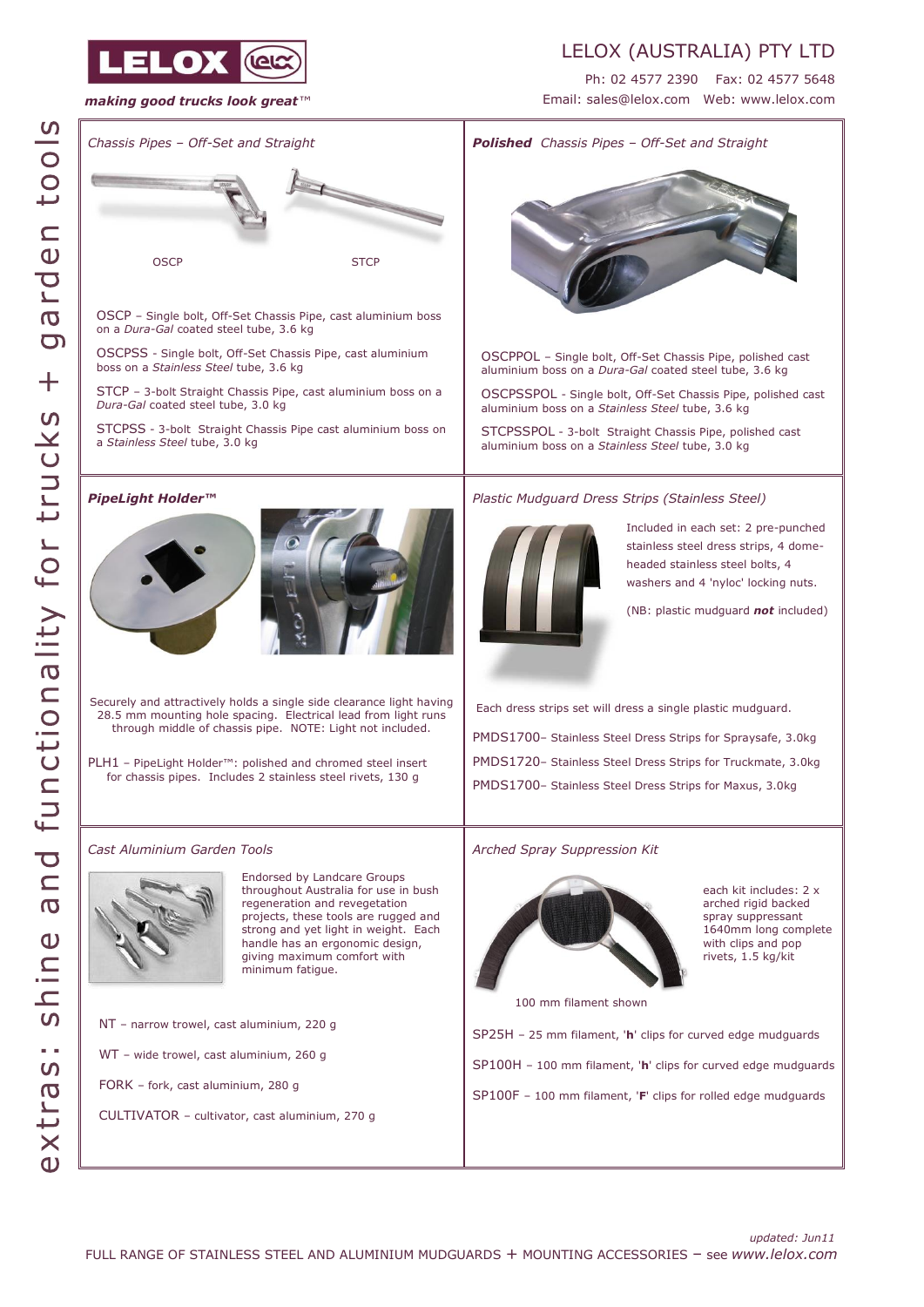# LELOX (AUSTRALIA) PTY LTD

*making good trucks look great™*

Ph: 02 4577 2390 Fax: 02 4577 5648
Email: sales@lelox.com Web: www.lelox.com

extras: shine and functionality for trucks + garden tools

## *Chassis Pipes – Off-Set and Straight*

OSCP STCP

OSCP – Single bolt, Off-Set Chassis Pipe, cast aluminium boss on a *Dura-Gal* coated steel tube, 3.6 kg

OSCPSS - Single bolt, Off-Set Chassis Pipe, cast aluminium boss on a *Stainless Steel* tube, 3.6 kg

STCP – 3-bolt Straight Chassis Pipe, cast aluminium boss on a *Dura-Gal* coated steel tube, 3.0 kg

STCPSS - 3-bolt Straight Chassis Pipe cast aluminium boss on a *Stainless Steel* tube, 3.0 kg

## ***Polished*** *Chassis Pipes – Off-Set and Straight*

OSCPPOL – Single bolt, Off-Set Chassis Pipe, polished cast aluminium boss on a *Dura-Gal* coated steel tube, 3.6 kg

OSCPSSPOL - Single bolt, Off-Set Chassis Pipe, polished cast aluminium boss on a *Stainless Steel* tube, 3.6 kg

STCPSSPOL - 3-bolt Straight Chassis Pipe, polished cast aluminium boss on a *Stainless Steel* tube, 3.0 kg

## ***PipeLight Holder™***

Securely and attractively holds a single side clearance light having 28.5 mm mounting hole spacing. Electrical lead from light runs through middle of chassis pipe. NOTE: Light not included.

PLH1 – PipeLight Holder™: polished and chromed steel insert for chassis pipes. Includes 2 stainless steel rivets, 130 g

## *Plastic Mudguard Dress Strips (Stainless Steel)*

Included in each set: 2 pre-punched stainless steel dress strips, 4 dome-headed stainless steel bolts, 4 washers and 4 'nyloc' locking nuts.

(NB: plastic mudguard ***not*** included)

Each dress strips set will dress a single plastic mudguard.

PMDS1700– Stainless Steel Dress Strips for Spraysafe, 3.0kg

PMDS1720– Stainless Steel Dress Strips for Truckmate, 3.0kg

PMDS1700– Stainless Steel Dress Strips for Maxus, 3.0kg

## *Cast Aluminium Garden Tools*

Endorsed by Landcare Groups throughout Australia for use in bush regeneration and revegetation projects, these tools are rugged and strong and yet light in weight. Each handle has an ergonomic design, giving maximum comfort with minimum fatigue.

NT – narrow trowel, cast aluminium, 220 g

WT – wide trowel, cast aluminium, 260 g

FORK – fork, cast aluminium, 280 g

CULTIVATOR – cultivator, cast aluminium, 270 g

## *Arched Spray Suppression Kit*

each kit includes: 2 x arched rigid backed spray suppressant 1640mm long complete with clips and pop rivets, 1.5 kg/kit

100 mm filament shown

SP25H – 25 mm filament, '**h**' clips for curved edge mudguards

SP100H – 100 mm filament, '**h**' clips for curved edge mudguards

SP100F – 100 mm filament, '**F**' clips for rolled edge mudguards

*updated: Jun11*

FULL RANGE OF STAINLESS STEEL AND ALUMINIUM MUDGUARDS + MOUNTING ACCESSORIES – see *www.lelox.com*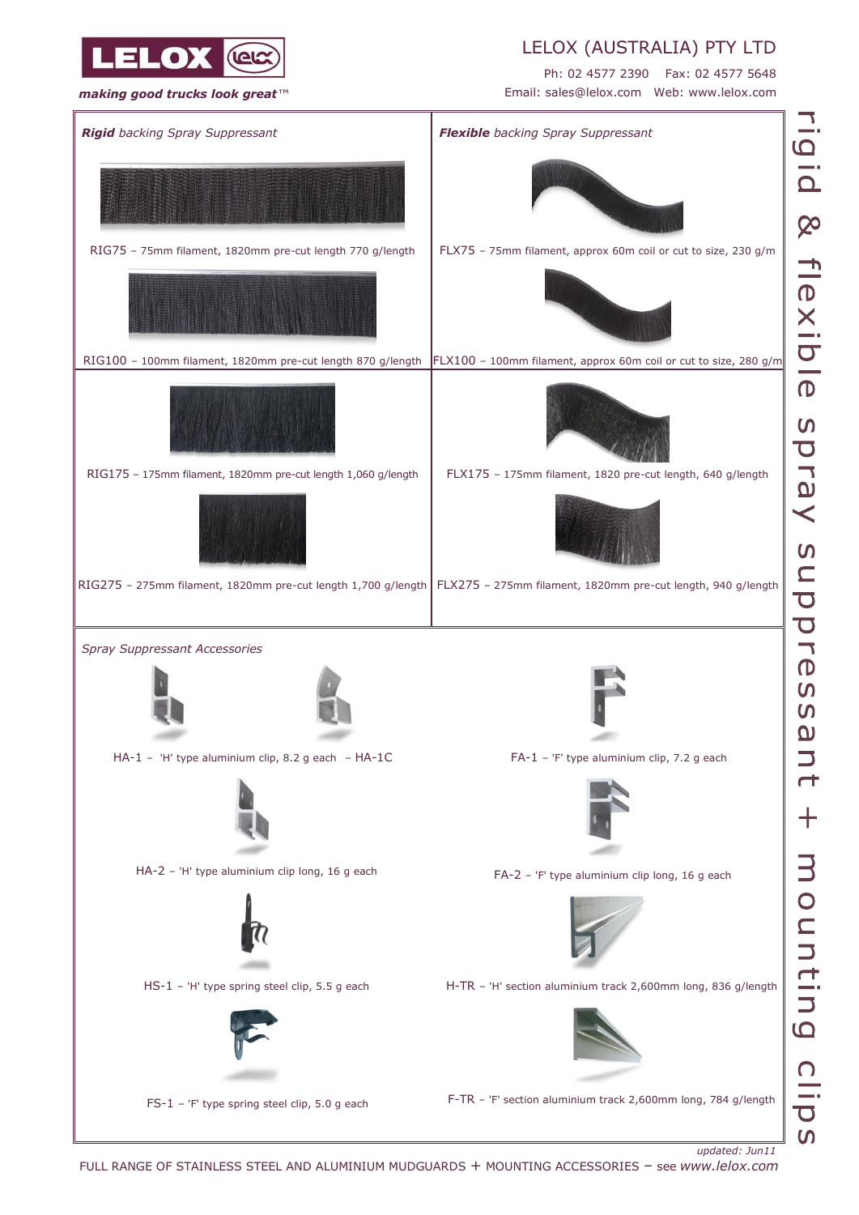# LELOX

*making good trucks look great™*

## LELOX (AUSTRALIA) PTY LTD

Ph: 02 4577 2390 Fax: 02 4577 5648
Email: sales@lelox.com Web: www.lelox.com

# rigid & flexible spray suppressant + mounting clips

### ***Rigid*** *backing Spray Suppressant*

RIG75 – 75mm filament, 1820mm pre-cut length 770 g/length

RIG100 – 100mm filament, 1820mm pre-cut length 870 g/length

RIG175 – 175mm filament, 1820mm pre-cut length 1,060 g/length

RIG275 – 275mm filament, 1820mm pre-cut length 1,700 g/length

### ***Flexible*** *backing Spray Suppressant*

FLX75 – 75mm filament, approx 60m coil or cut to size, 230 g/m

FLX100 – 100mm filament, approx 60m coil or cut to size, 280 g/m

FLX175 – 175mm filament, 1820 pre-cut length, 640 g/length

FLX275 – 275mm filament, 1820mm pre-cut length, 940 g/length

### *Spray Suppressant Accessories*

HA-1 – 'H' type aluminium clip, 8.2 g each – HA-1C

HA-2 – 'H' type aluminium clip long, 16 g each

HS-1 – 'H' type spring steel clip, 5.5 g each

FS-1 – 'F' type spring steel clip, 5.0 g each

FA-1 – 'F' type aluminium clip, 7.2 g each

FA-2 – 'F' type aluminium clip long, 16 g each

H-TR – 'H' section aluminium track 2,600mm long, 836 g/length

F-TR – 'F' section aluminium track 2,600mm long, 784 g/length

*updated: Jun11*

FULL RANGE OF STAINLESS STEEL AND ALUMINIUM MUDGUARDS + MOUNTING ACCESSORIES – see *www.lelox.com*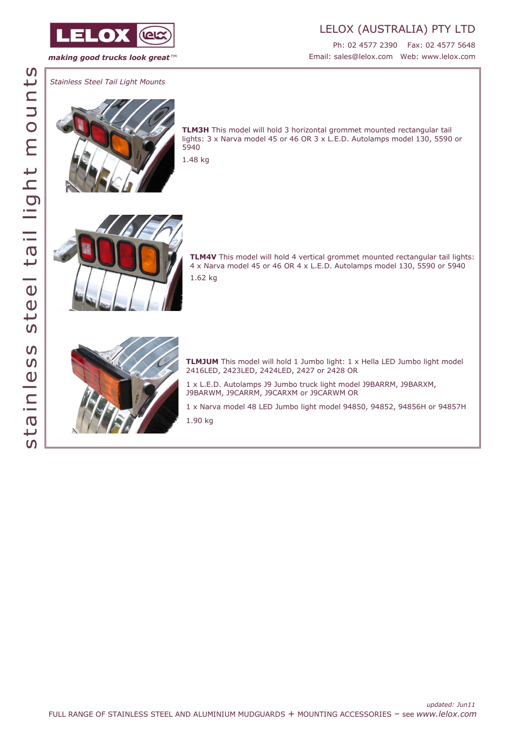# stainless steel tail light mounts

*Stainless Steel Tail Light Mounts*

**TLM3H** This model will hold 3 horizontal grommet mounted rectangular tail lights: 3 x Narva model 45 or 46 OR 3 x L.E.D. Autolamps model 130, 5590 or 5940

1.48 kg

**TLM4V** This model will hold 4 vertical grommet mounted rectangular tail lights: 4 x Narva model 45 or 46 OR 4 x L.E.D. Autolamps model 130, 5590 or 5940

1.62 kg

**TLMJUM** This model will hold 1 Jumbo light: 1 x Hella LED Jumbo light model 2416LED, 2423LED, 2424LED, 2427 or 2428 OR

1 x L.E.D. Autolamps J9 Jumbo truck light model J9BARRM, J9BARXM, J9BARWM, J9CARRM, J9CARXM or J9CARWM OR

1 x Narva model 48 LED Jumbo light model 94850, 94852, 94856H or 94857H

1.90 kg

*updated: Jun11*